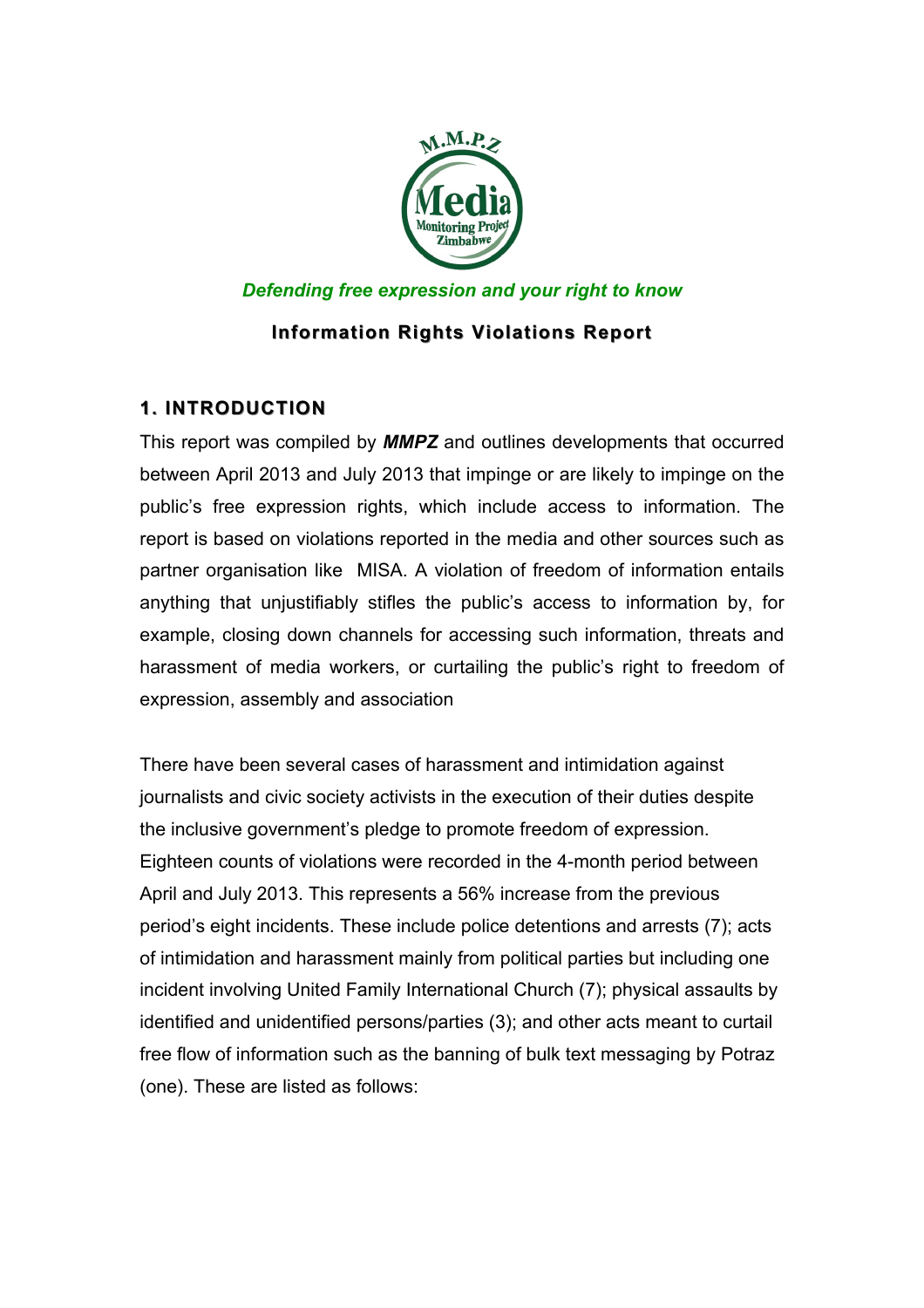*Defending free expression and your right to know*

**Information Rights Violations Report**

## 1. INTRODUCTION

This report was compiled by ***MMPZ*** and outlines developments that occurred between April 2013 and July 2013 that impinge or are likely to impinge on the public's free expression rights, which include access to information. The report is based on violations reported in the media and other sources such as partner organisation like MISA. A violation of freedom of information entails anything that unjustifiably stifles the public's access to information by, for example, closing down channels for accessing such information, threats and harassment of media workers, or curtailing the public's right to freedom of expression, assembly and association

There have been several cases of harassment and intimidation against journalists and civic society activists in the execution of their duties despite the inclusive government's pledge to promote freedom of expression. Eighteen counts of violations were recorded in the 4-month period between April and July 2013. This represents a 56% increase from the previous period's eight incidents. These include police detentions and arrests (7); acts of intimidation and harassment mainly from political parties but including one incident involving United Family International Church (7); physical assaults by identified and unidentified persons/parties (3); and other acts meant to curtail free flow of information such as the banning of bulk text messaging by Potraz (one). These are listed as follows: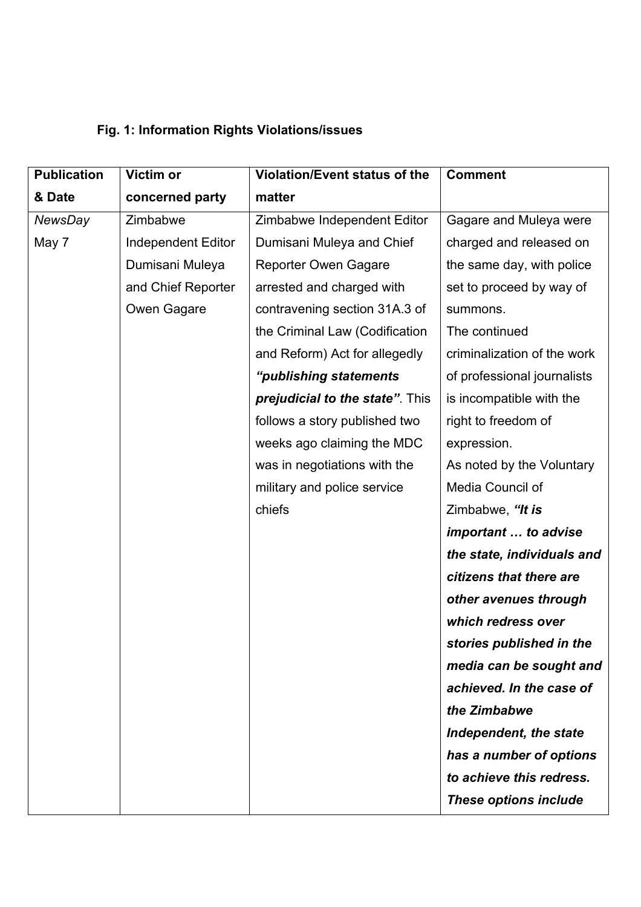**Fig. 1: Information Rights Violations/issues**

| Publication & Date | Victim or concerned party | Violation/Event status of the matter | Comment |
|---|---|---|---|
| *NewsDay* May 7 | Zimbabwe Independent Editor Dumisani Muleya and Chief Reporter Owen Gagare | Zimbabwe Independent Editor Dumisani Muleya and Chief Reporter Owen Gagare arrested and charged with contravening section 31A.3 of the Criminal Law (Codification and Reform) Act for allegedly ***"publishing statements prejudicial to the state"***. This follows a story published two weeks ago claiming the MDC was in negotiations with the military and police service chiefs | Gagare and Muleya were charged and released on the same day, with police set to proceed by way of summons. The continued criminalization of the work of professional journalists is incompatible with the right to freedom of expression. As noted by the Voluntary Media Council of Zimbabwe, ***"It is important … to advise the state, individuals and citizens that there are other avenues through which redress over stories published in the media can be sought and achieved. In the case of the Zimbabwe Independent, the state has a number of options to achieve this redress. These options include*** |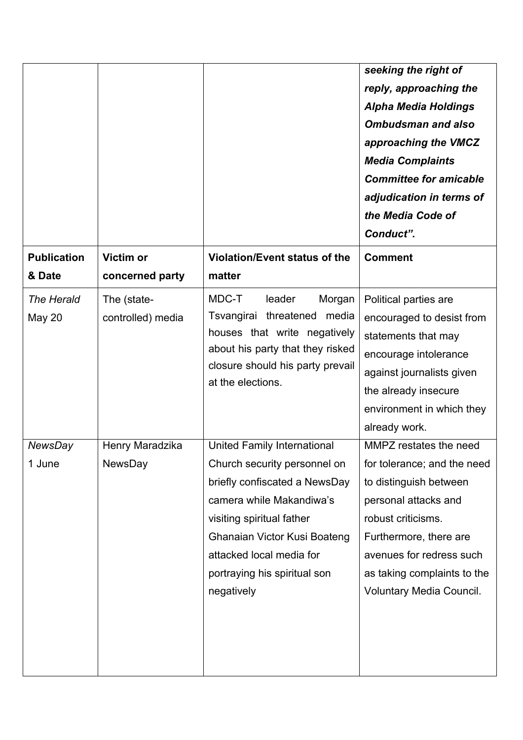| | | | ***seeking the right of reply, approaching the Alpha Media Holdings Ombudsman and also approaching the VMCZ Media Complaints Committee for amicable adjudication in terms of the Media Code of Conduct".*** |
|---|---|---|---|
| **Publication & Date** | **Victim or concerned party** | **Violation/Event status of the matter** | **Comment** |
| *The Herald* May 20 | The (state-controlled) media | MDC-T leader Morgan Tsvangirai threatened media houses that write negatively about his party that they risked closure should his party prevail at the elections. | Political parties are encouraged to desist from statements that may encourage intolerance against journalists given the already insecure environment in which they already work. |
| *NewsDay* 1 June | Henry Maradzika NewsDay | United Family International Church security personnel on briefly confiscated a NewsDay camera while Makandiwa's visiting spiritual father Ghanaian Victor Kusi Boateng attacked local media for portraying his spiritual son negatively | MMPZ restates the need for tolerance; and the need to distinguish between personal attacks and robust criticisms. Furthermore, there are avenues for redress such as taking complaints to the Voluntary Media Council. |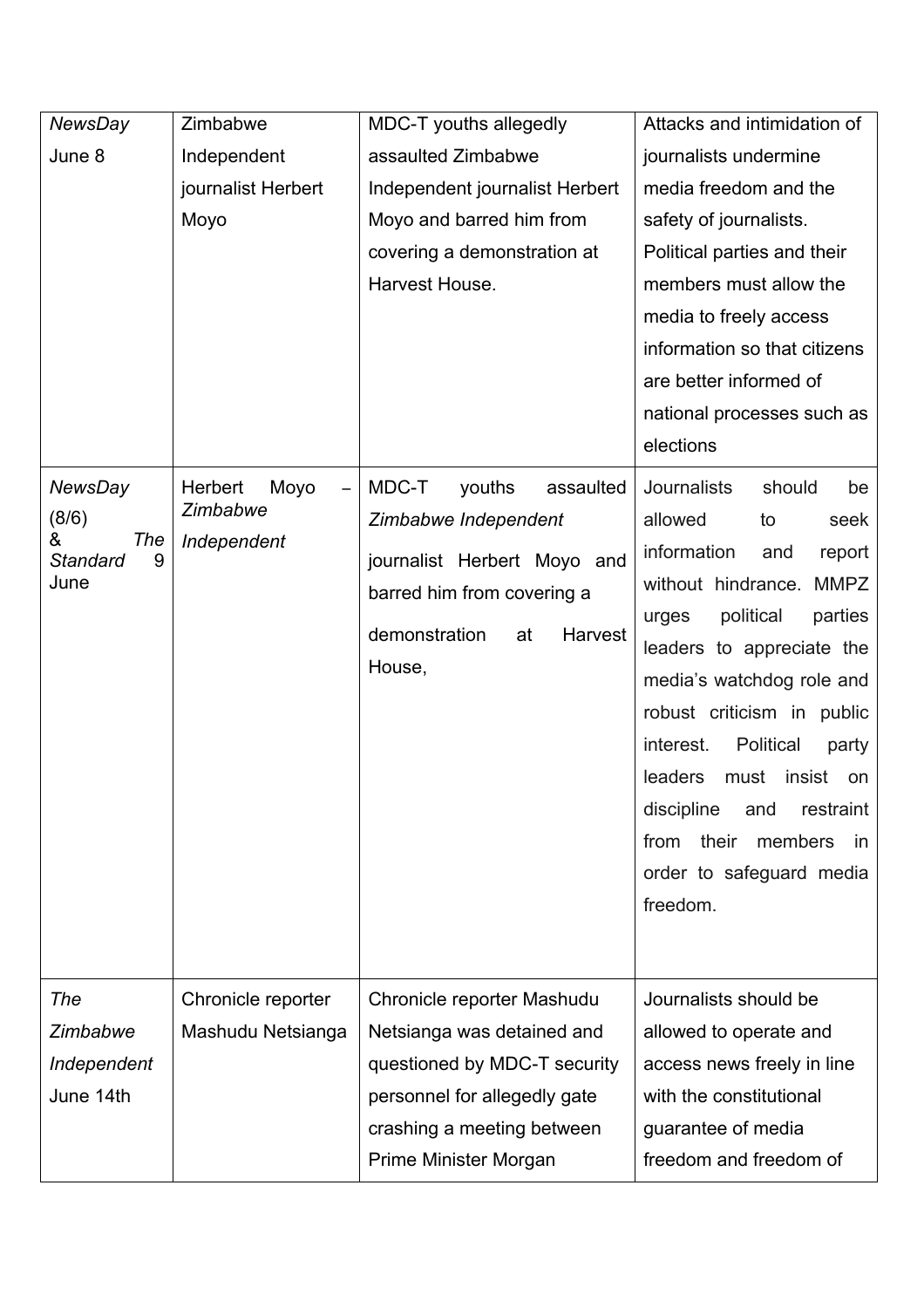| *NewsDay* June 8 | Zimbabwe Independent journalist Herbert Moyo | MDC-T youths allegedly assaulted Zimbabwe Independent journalist Herbert Moyo and barred him from covering a demonstration at Harvest House. | Attacks and intimidation of journalists undermine media freedom and the safety of journalists. Political parties and their members must allow the media to freely access information so that citizens are better informed of national processes such as elections |
|---|---|---|---|
| *NewsDay* (8/6) & *The Standard* 9 June | Herbert Moyo – *Zimbabwe Independent* | MDC-T youths assaulted *Zimbabwe Independent* journalist Herbert Moyo and barred him from covering a demonstration at Harvest House, | Journalists should be allowed to seek information and report without hindrance. MMPZ urges political parties leaders to appreciate the media's watchdog role and robust criticism in public interest. Political party leaders must insist on discipline and restraint from their members in order to safeguard media freedom. |
| *The Zimbabwe Independent* June 14th | Chronicle reporter Mashudu Netsianga | Chronicle reporter Mashudu Netsianga was detained and questioned by MDC-T security personnel for allegedly gate crashing a meeting between Prime Minister Morgan | Journalists should be allowed to operate and access news freely in line with the constitutional guarantee of media freedom and freedom of |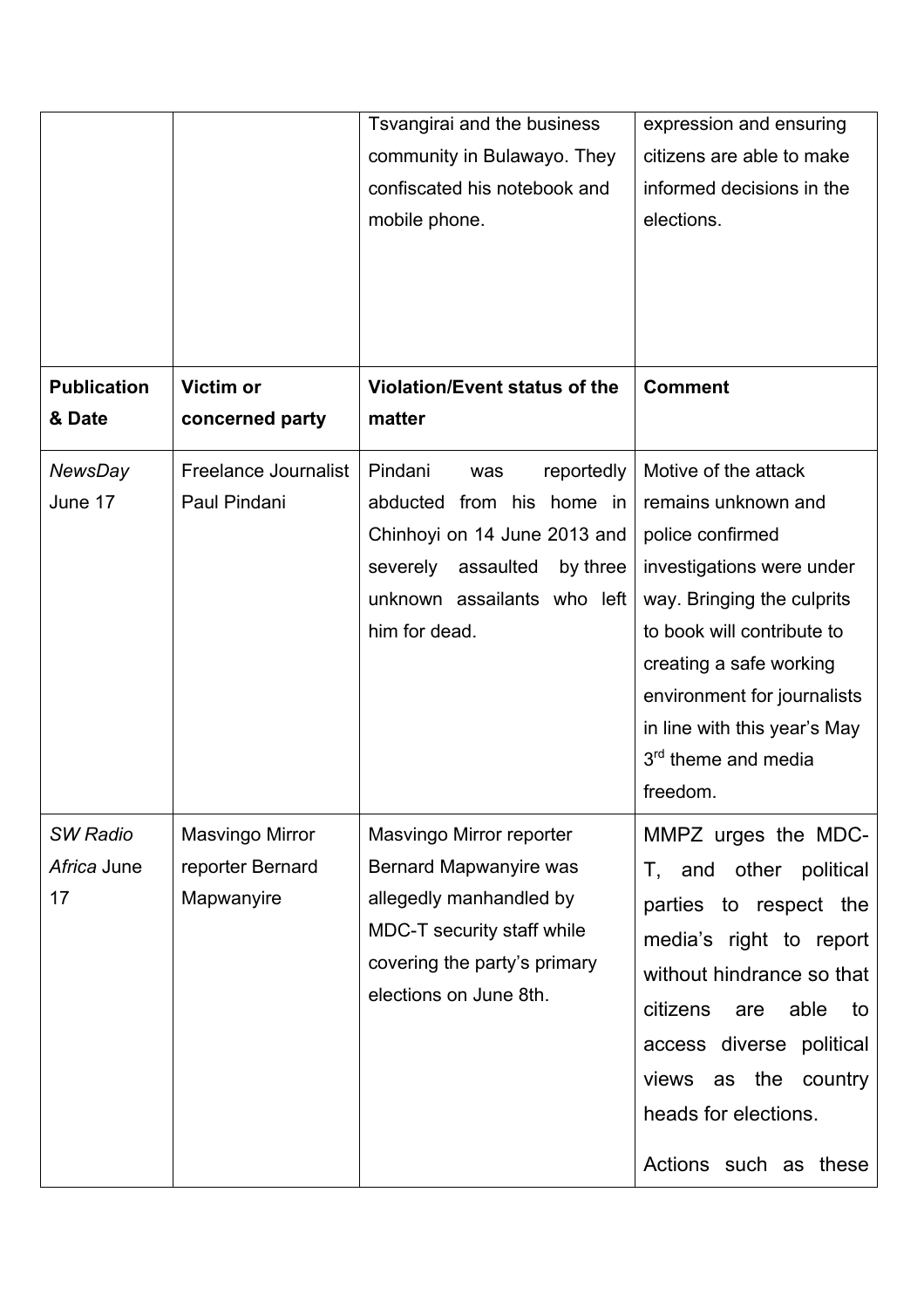| | | Tsvangirai and the business community in Bulawayo. They confiscated his notebook and mobile phone. | expression and ensuring citizens are able to make informed decisions in the elections. |
|---|---|---|---|
| **Publication & Date** | **Victim or concerned party** | **Violation/Event status of the matter** | **Comment** |
| *NewsDay* June 17 | Freelance Journalist Paul Pindani | Pindani was reportedly abducted from his home in Chinhoyi on 14 June 2013 and severely assaulted by three unknown assailants who left him for dead. | Motive of the attack remains unknown and police confirmed investigations were under way. Bringing the culprits to book will contribute to creating a safe working environment for journalists in line with this year's May 3rd theme and media freedom. |
| *SW Radio Africa* June 17 | Masvingo Mirror reporter Bernard Mapwanyire | Masvingo Mirror reporter Bernard Mapwanyire was allegedly manhandled by MDC-T security staff while covering the party's primary elections on June 8th. | MMPZ urges the MDC-T, and other political parties to respect the media's right to report without hindrance so that citizens are able to access diverse political views as the country heads for elections.<br><br>Actions such as these |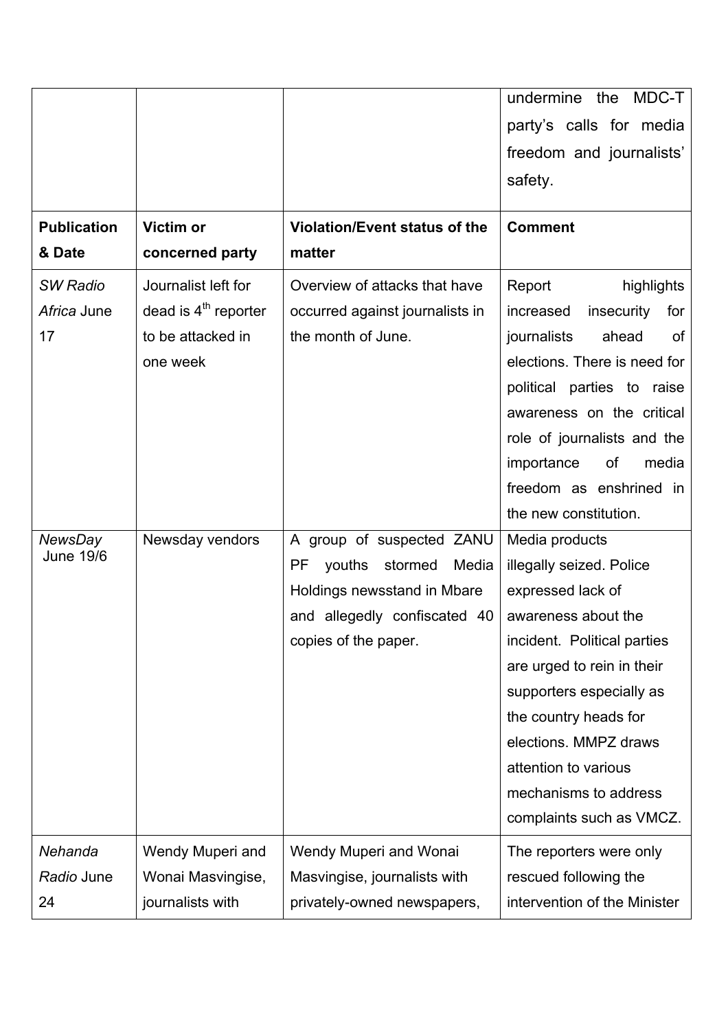| | | | undermine the MDC-T party's calls for media freedom and journalists' safety. |
|---|---|---|---|
| **Publication & Date** | **Victim or concerned party** | **Violation/Event status of the matter** | **Comment** |
| *SW Radio Africa* June 17 | Journalist left for dead is 4th reporter to be attacked in one week | Overview of attacks that have occurred against journalists in the month of June. | Report highlights increased insecurity for journalists ahead of elections. There is need for political parties to raise awareness on the critical role of journalists and the importance of media freedom as enshrined in the new constitution. |
| *NewsDay* June 19/6 | Newsday vendors | A group of suspected ZANU PF youths stormed Media Holdings newsstand in Mbare and allegedly confiscated 40 copies of the paper. | Media products illegally seized. Police expressed lack of awareness about the incident. Political parties are urged to rein in their supporters especially as the country heads for elections. MMPZ draws attention to various mechanisms to address complaints such as VMCZ. |
| *Nehanda Radio* June 24 | Wendy Muperi and Wonai Masvingise, journalists with | Wendy Muperi and Wonai Masvingise, journalists with privately-owned newspapers, | The reporters were only rescued following the intervention of the Minister |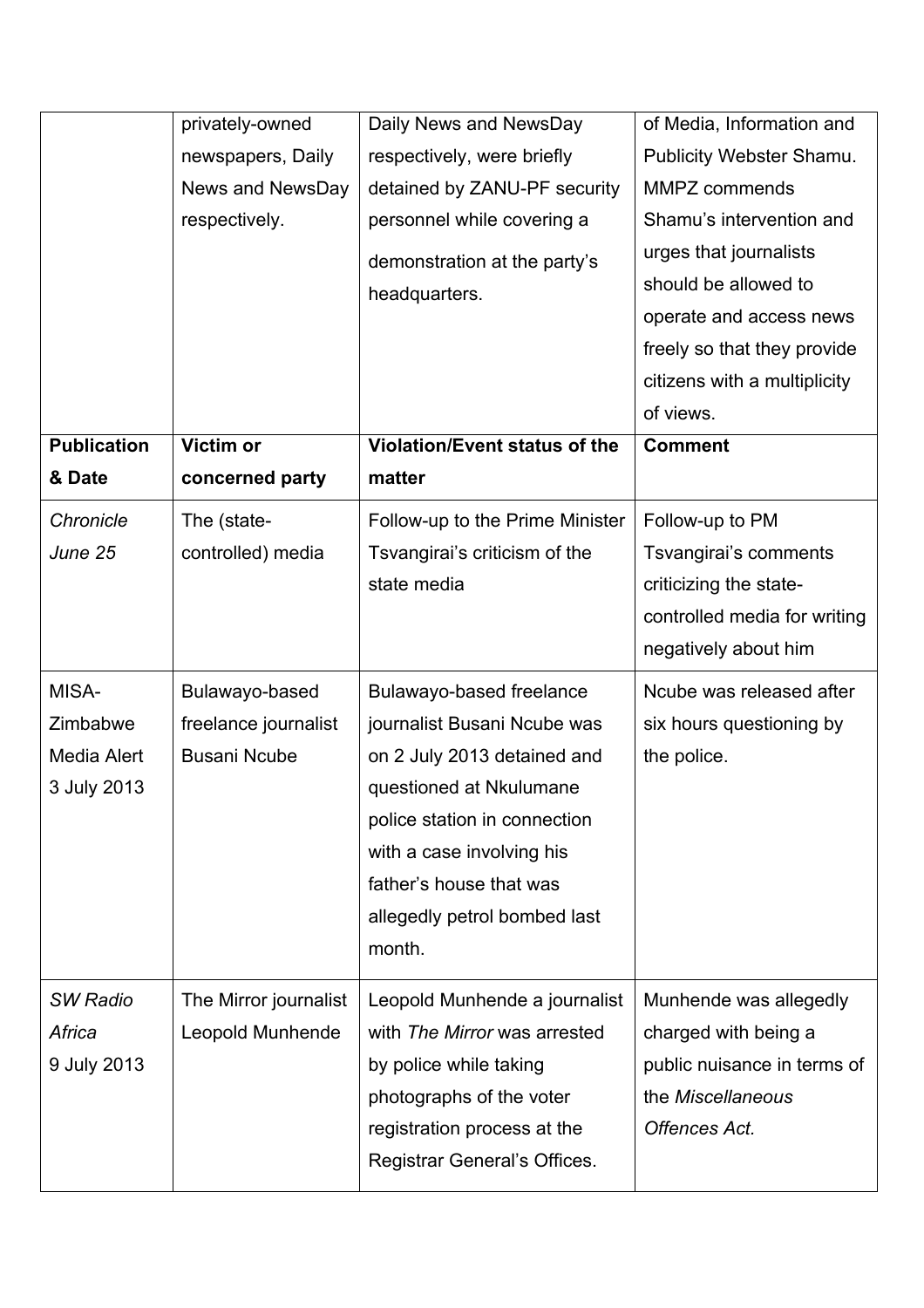| | privately-owned newspapers, Daily News and NewsDay respectively. | Daily News and NewsDay respectively, were briefly detained by ZANU-PF security personnel while covering a demonstration at the party's headquarters. | of Media, Information and Publicity Webster Shamu. MMPZ commends Shamu's intervention and urges that journalists should be allowed to operate and access news freely so that they provide citizens with a multiplicity of views. |
|---|---|---|---|
| **Publication & Date** | **Victim or concerned party** | **Violation/Event status of the matter** | **Comment** |
| *Chronicle June 25* | The (state-controlled) media | Follow-up to the Prime Minister Tsvangirai's criticism of the state media | Follow-up to PM Tsvangirai's comments criticizing the state-controlled media for writing negatively about him |
| MISA-Zimbabwe Media Alert 3 July 2013 | Bulawayo-based freelance journalist Busani Ncube | Bulawayo-based freelance journalist Busani Ncube was on 2 July 2013 detained and questioned at Nkulumane police station in connection with a case involving his father's house that was allegedly petrol bombed last month. | Ncube was released after six hours questioning by the police. |
| *SW Radio Africa* 9 July 2013 | The Mirror journalist Leopold Munhende | Leopold Munhende a journalist with *The Mirror* was arrested by police while taking photographs of the voter registration process at the Registrar General's Offices. | Munhende was allegedly charged with being a public nuisance in terms of the *Miscellaneous Offences Act.* |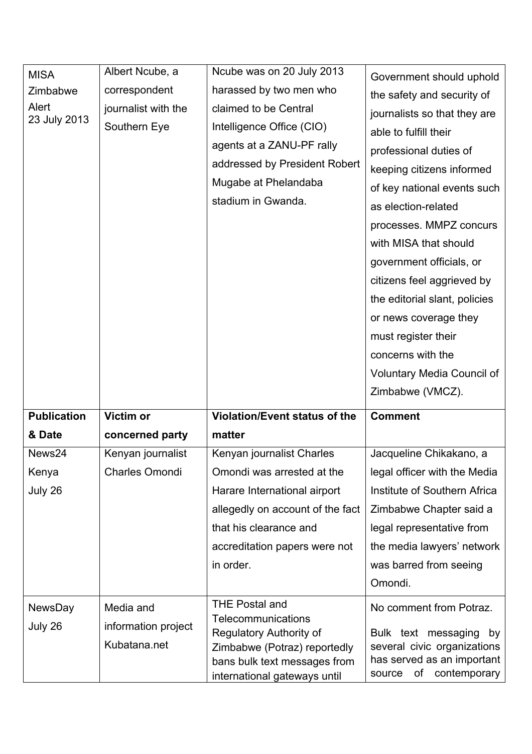| MISA Zimbabwe Alert 23 July 2013 | Albert Ncube, a correspondent journalist with the Southern Eye | Ncube was on 20 July 2013 harassed by two men who claimed to be Central Intelligence Office (CIO) agents at a ZANU-PF rally addressed by President Robert Mugabe at Phelandaba stadium in Gwanda. | Government should uphold the safety and security of journalists so that they are able to fulfill their professional duties of keeping citizens informed of key national events such as election-related processes. MMPZ concurs with MISA that should government officials, or citizens feel aggrieved by the editorial slant, policies or news coverage they must register their concerns with the Voluntary Media Council of Zimbabwe (VMCZ). |
|---|---|---|---|
| **Publication & Date** | **Victim or concerned party** | **Violation/Event status of the matter** | **Comment** |
| News24 Kenya July 26 | Kenyan journalist Charles Omondi | Kenyan journalist Charles Omondi was arrested at the Harare International airport allegedly on account of the fact that his clearance and accreditation papers were not in order. | Jacqueline Chikakano, a legal officer with the Media Institute of Southern Africa Zimbabwe Chapter said a legal representative from the media lawyers' network was barred from seeing Omondi. |
| NewsDay July 26 | Media and information project Kubatana.net | THE Postal and Telecommunications Regulatory Authority of Zimbabwe (Potraz) reportedly bans bulk text messages from international gateways until | No comment from Potraz. Bulk text messaging by several civic organizations has served as an important source of contemporary |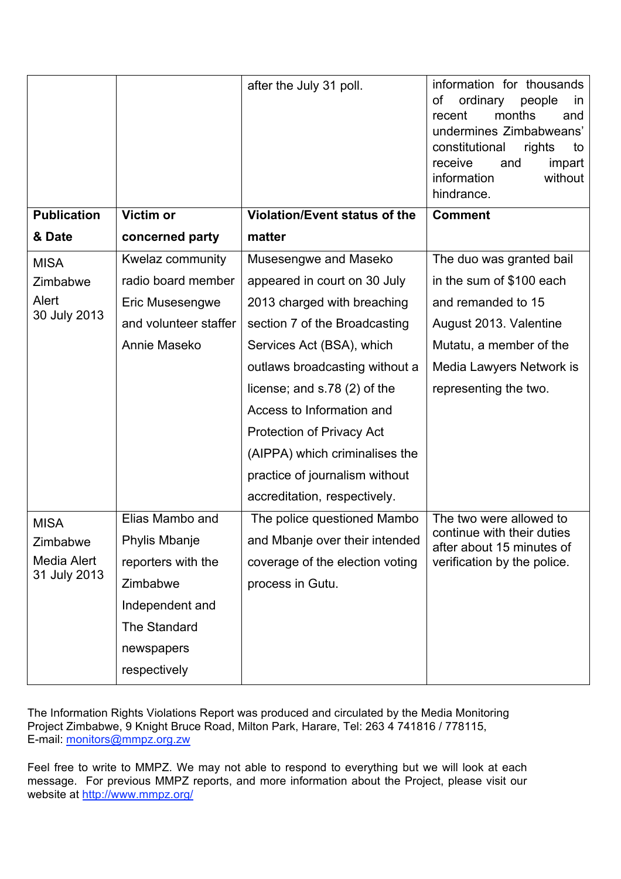| | | | |
|---|---|---|---|
| | | after the July 31 poll. | information for thousands of ordinary people in recent months and undermines Zimbabweans' constitutional rights to receive and impart information without hindrance. |
| **Publication & Date** | **Victim or concerned party** | **Violation/Event status of the matter** | **Comment** |
| MISA Zimbabwe Alert 30 July 2013 | Kwelaz community radio board member Eric Musesengwe and volunteer staffer Annie Maseko | Musesengwe and Maseko appeared in court on 30 July 2013 charged with breaching section 7 of the Broadcasting Services Act (BSA), which outlaws broadcasting without a license; and s.78 (2) of the Access to Information and Protection of Privacy Act (AIPPA) which criminalises the practice of journalism without accreditation, respectively. | The duo was granted bail in the sum of $100 each and remanded to 15 August 2013. Valentine Mutatu, a member of the Media Lawyers Network is representing the two. |
| MISA Zimbabwe Media Alert 31 July 2013 | Elias Mambo and Phylis Mbanje reporters with the Zimbabwe Independent and The Standard newspapers respectively | The police questioned Mambo and Mbanje over their intended coverage of the election voting process in Gutu. | The two were allowed to continue with their duties after about 15 minutes of verification by the police. |

The Information Rights Violations Report was produced and circulated by the Media Monitoring Project Zimbabwe, 9 Knight Bruce Road, Milton Park, Harare, Tel: 263 4 741816 / 778115, E-mail: monitors@mmpz.org.zw

Feel free to write to MMPZ. We may not able to respond to everything but we will look at each message. For previous MMPZ reports, and more information about the Project, please visit our website at http://www.mmpz.org/